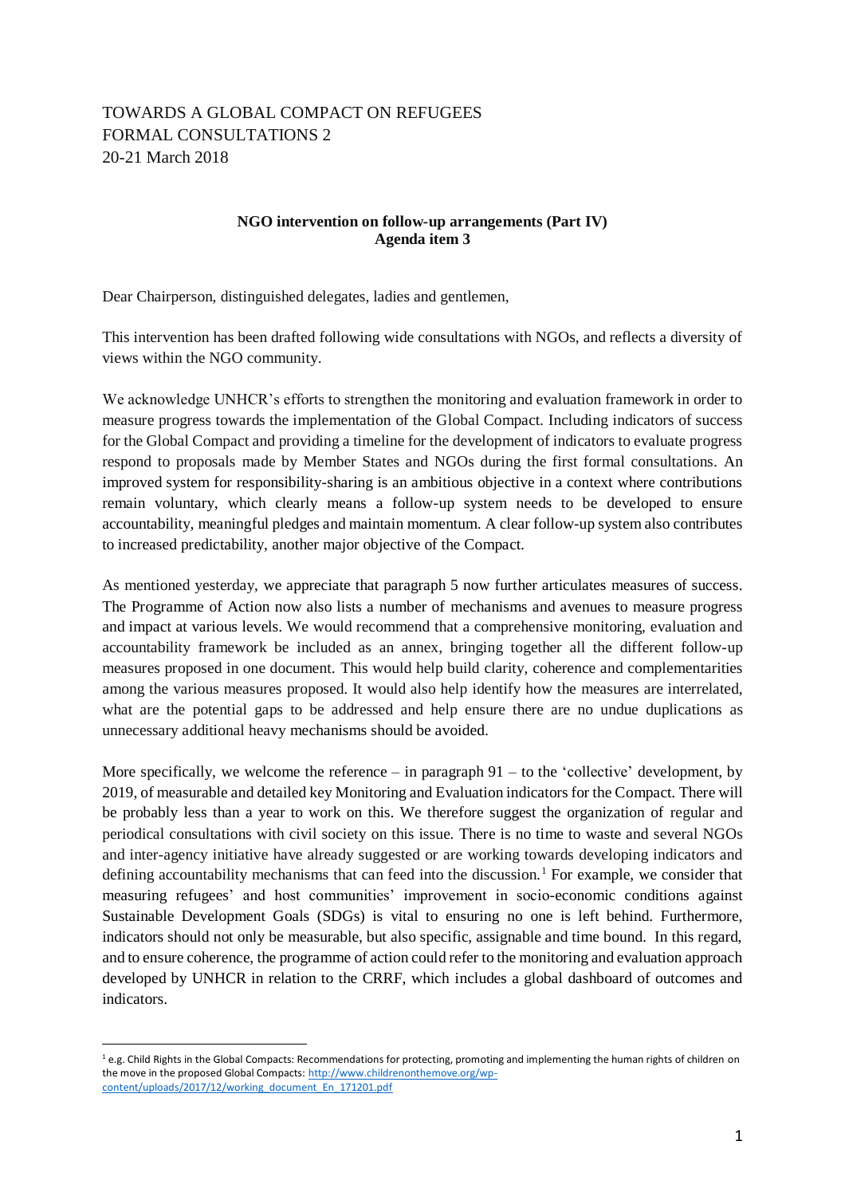TOWARDS A GLOBAL COMPACT ON REFUGEES
FORMAL CONSULTATIONS 2
20-21 March 2018

**NGO intervention on follow-up arrangements (Part IV)**
**Agenda item 3**

Dear Chairperson, distinguished delegates, ladies and gentlemen,

This intervention has been drafted following wide consultations with NGOs, and reflects a diversity of views within the NGO community.

We acknowledge UNHCR's efforts to strengthen the monitoring and evaluation framework in order to measure progress towards the implementation of the Global Compact. Including indicators of success for the Global Compact and providing a timeline for the development of indicators to evaluate progress respond to proposals made by Member States and NGOs during the first formal consultations. An improved system for responsibility-sharing is an ambitious objective in a context where contributions remain voluntary, which clearly means a follow-up system needs to be developed to ensure accountability, meaningful pledges and maintain momentum. A clear follow-up system also contributes to increased predictability, another major objective of the Compact.

As mentioned yesterday, we appreciate that paragraph 5 now further articulates measures of success. The Programme of Action now also lists a number of mechanisms and avenues to measure progress and impact at various levels. We would recommend that a comprehensive monitoring, evaluation and accountability framework be included as an annex, bringing together all the different follow-up measures proposed in one document. This would help build clarity, coherence and complementarities among the various measures proposed. It would also help identify how the measures are interrelated, what are the potential gaps to be addressed and help ensure there are no undue duplications as unnecessary additional heavy mechanisms should be avoided.

More specifically, we welcome the reference – in paragraph 91 – to the 'collective' development, by 2019, of measurable and detailed key Monitoring and Evaluation indicators for the Compact. There will be probably less than a year to work on this. We therefore suggest the organization of regular and periodical consultations with civil society on this issue. There is no time to waste and several NGOs and inter-agency initiative have already suggested or are working towards developing indicators and defining accountability mechanisms that can feed into the discussion.[1] For example, we consider that measuring refugees' and host communities' improvement in socio-economic conditions against Sustainable Development Goals (SDGs) is vital to ensuring no one is left behind. Furthermore, indicators should not only be measurable, but also specific, assignable and time bound. In this regard, and to ensure coherence, the programme of action could refer to the monitoring and evaluation approach developed by UNHCR in relation to the CRRF, which includes a global dashboard of outcomes and indicators.

---

[1] e.g. Child Rights in the Global Compacts: Recommendations for protecting, promoting and implementing the human rights of children on the move in the proposed Global Compacts: http://www.childrenonthemove.org/wp-content/uploads/2017/12/working_document_En_171201.pdf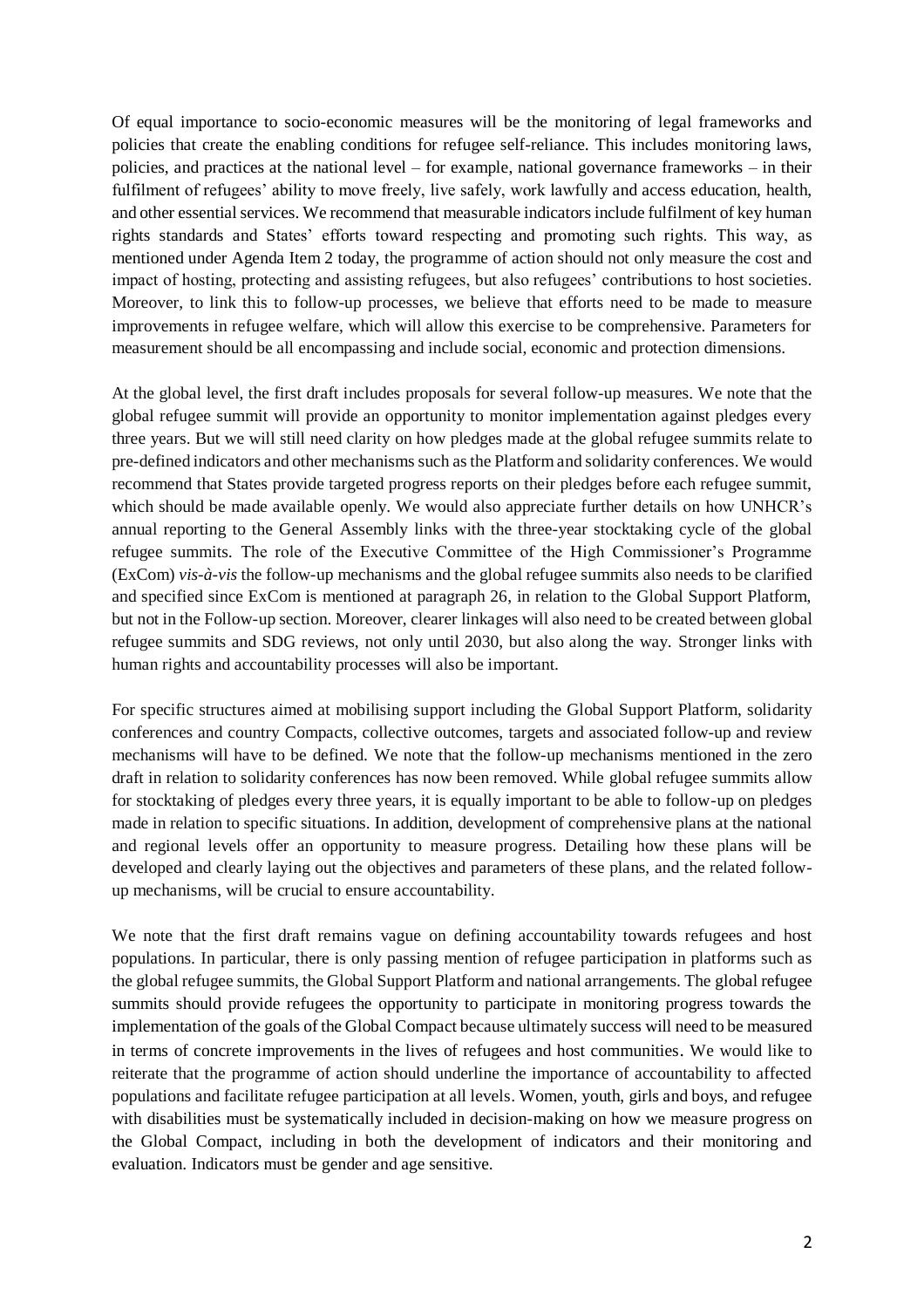Of equal importance to socio-economic measures will be the monitoring of legal frameworks and policies that create the enabling conditions for refugee self-reliance. This includes monitoring laws, policies, and practices at the national level – for example, national governance frameworks – in their fulfilment of refugees' ability to move freely, live safely, work lawfully and access education, health, and other essential services. We recommend that measurable indicators include fulfilment of key human rights standards and States' efforts toward respecting and promoting such rights. This way, as mentioned under Agenda Item 2 today, the programme of action should not only measure the cost and impact of hosting, protecting and assisting refugees, but also refugees' contributions to host societies. Moreover, to link this to follow-up processes, we believe that efforts need to be made to measure improvements in refugee welfare, which will allow this exercise to be comprehensive. Parameters for measurement should be all encompassing and include social, economic and protection dimensions.

At the global level, the first draft includes proposals for several follow-up measures. We note that the global refugee summit will provide an opportunity to monitor implementation against pledges every three years. But we will still need clarity on how pledges made at the global refugee summits relate to pre-defined indicators and other mechanisms such as the Platform and solidarity conferences. We would recommend that States provide targeted progress reports on their pledges before each refugee summit, which should be made available openly. We would also appreciate further details on how UNHCR's annual reporting to the General Assembly links with the three-year stocktaking cycle of the global refugee summits. The role of the Executive Committee of the High Commissioner's Programme (ExCom) *vis-à-vis* the follow-up mechanisms and the global refugee summits also needs to be clarified and specified since ExCom is mentioned at paragraph 26, in relation to the Global Support Platform, but not in the Follow-up section. Moreover, clearer linkages will also need to be created between global refugee summits and SDG reviews, not only until 2030, but also along the way. Stronger links with human rights and accountability processes will also be important.

For specific structures aimed at mobilising support including the Global Support Platform, solidarity conferences and country Compacts, collective outcomes, targets and associated follow-up and review mechanisms will have to be defined. We note that the follow-up mechanisms mentioned in the zero draft in relation to solidarity conferences has now been removed. While global refugee summits allow for stocktaking of pledges every three years, it is equally important to be able to follow-up on pledges made in relation to specific situations. In addition, development of comprehensive plans at the national and regional levels offer an opportunity to measure progress. Detailing how these plans will be developed and clearly laying out the objectives and parameters of these plans, and the related follow-up mechanisms, will be crucial to ensure accountability.

We note that the first draft remains vague on defining accountability towards refugees and host populations. In particular, there is only passing mention of refugee participation in platforms such as the global refugee summits, the Global Support Platform and national arrangements. The global refugee summits should provide refugees the opportunity to participate in monitoring progress towards the implementation of the goals of the Global Compact because ultimately success will need to be measured in terms of concrete improvements in the lives of refugees and host communities. We would like to reiterate that the programme of action should underline the importance of accountability to affected populations and facilitate refugee participation at all levels. Women, youth, girls and boys, and refugee with disabilities must be systematically included in decision-making on how we measure progress on the Global Compact, including in both the development of indicators and their monitoring and evaluation. Indicators must be gender and age sensitive.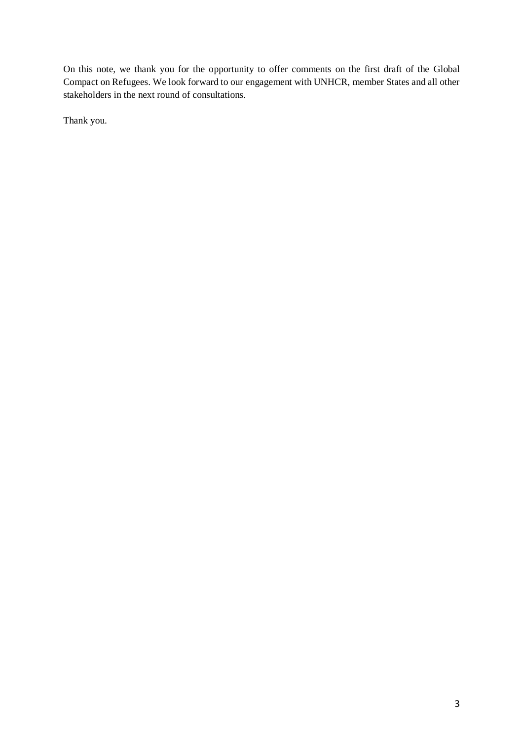On this note, we thank you for the opportunity to offer comments on the first draft of the Global Compact on Refugees. We look forward to our engagement with UNHCR, member States and all other stakeholders in the next round of consultations.

Thank you.